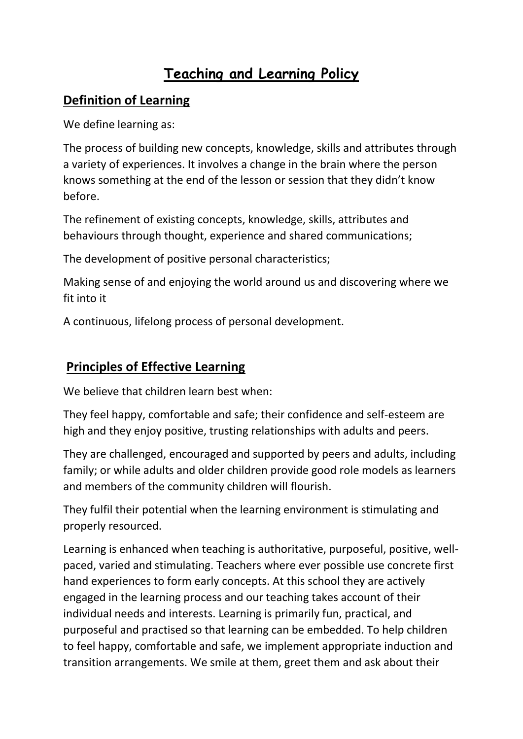# Teaching and Learning Policy

## Definition of Learning

We define learning as:

The process of building new concepts, knowledge, skills and attributes through a variety of experiences. It involves a change in the brain where the person knows something at the end of the lesson or session that they didn't know before.

The refinement of existing concepts, knowledge, skills, attributes and behaviours through thought, experience and shared communications;

The development of positive personal characteristics;

Making sense of and enjoying the world around us and discovering where we fit into it

A continuous, lifelong process of personal development.

## Principles of Effective Learning

We believe that children learn best when:

They feel happy, comfortable and safe; their confidence and self-esteem are high and they enjoy positive, trusting relationships with adults and peers.

They are challenged, encouraged and supported by peers and adults, including family; or while adults and older children provide good role models as learners and members of the community children will flourish.

They fulfil their potential when the learning environment is stimulating and properly resourced.

Learning is enhanced when teaching is authoritative, purposeful, positive, well-paced, varied and stimulating. Teachers where ever possible use concrete first hand experiences to form early concepts. At this school they are actively engaged in the learning process and our teaching takes account of their individual needs and interests. Learning is primarily fun, practical, and purposeful and practised so that learning can be embedded. To help children to feel happy, comfortable and safe, we implement appropriate induction and transition arrangements. We smile at them, greet them and ask about their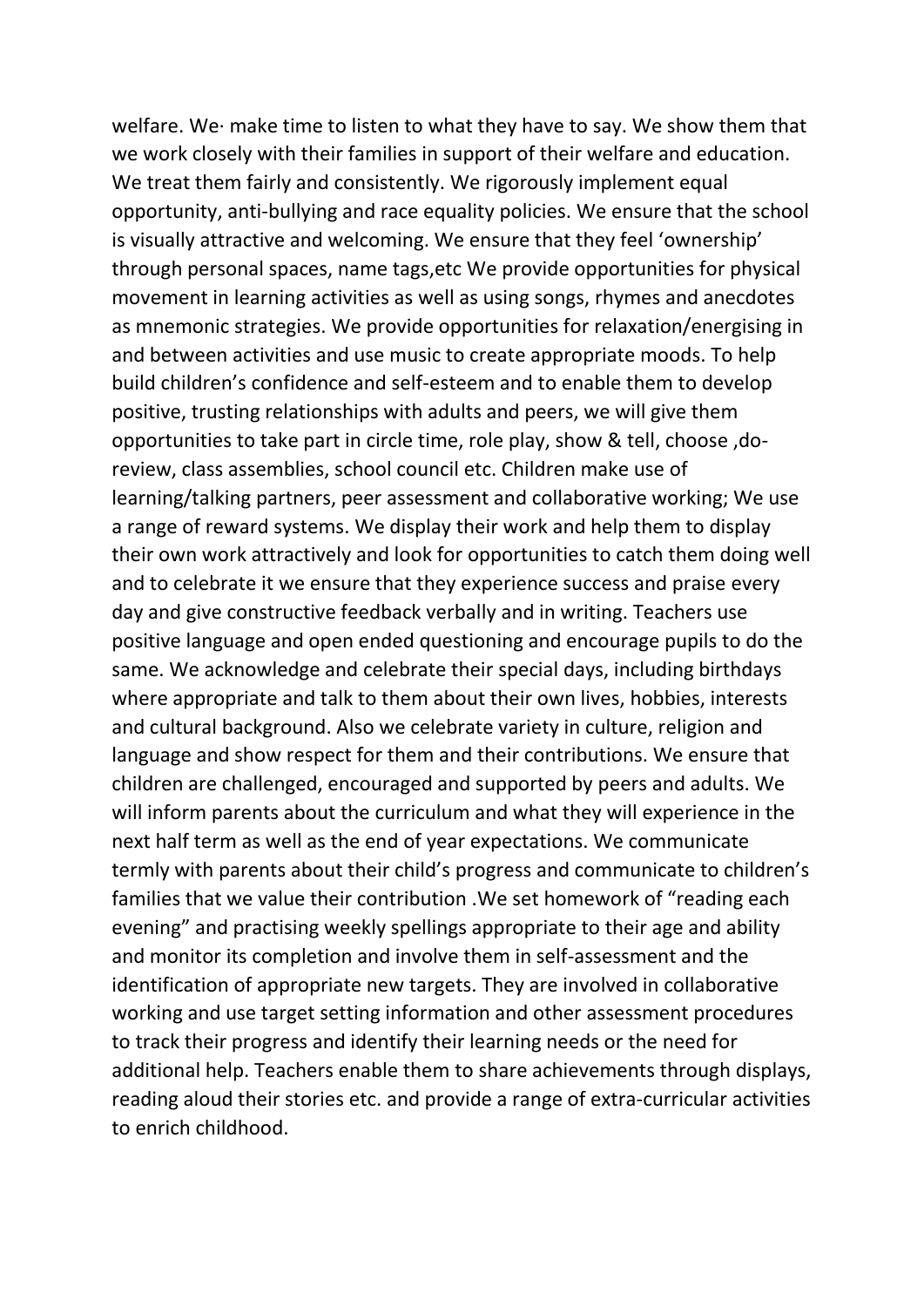welfare. We· make time to listen to what they have to say. We show them that we work closely with their families in support of their welfare and education. We treat them fairly and consistently. We rigorously implement equal opportunity, anti-bullying and race equality policies. We ensure that the school is visually attractive and welcoming. We ensure that they feel 'ownership' through personal spaces, name tags,etc We provide opportunities for physical movement in learning activities as well as using songs, rhymes and anecdotes as mnemonic strategies. We provide opportunities for relaxation/energising in and between activities and use music to create appropriate moods. To help build children's confidence and self-esteem and to enable them to develop positive, trusting relationships with adults and peers, we will give them opportunities to take part in circle time, role play, show & tell, choose ,do-review, class assemblies, school council etc. Children make use of learning/talking partners, peer assessment and collaborative working; We use a range of reward systems. We display their work and help them to display their own work attractively and look for opportunities to catch them doing well and to celebrate it we ensure that they experience success and praise every day and give constructive feedback verbally and in writing. Teachers use positive language and open ended questioning and encourage pupils to do the same. We acknowledge and celebrate their special days, including birthdays where appropriate and talk to them about their own lives, hobbies, interests and cultural background. Also we celebrate variety in culture, religion and language and show respect for them and their contributions. We ensure that children are challenged, encouraged and supported by peers and adults. We will inform parents about the curriculum and what they will experience in the next half term as well as the end of year expectations. We communicate termly with parents about their child's progress and communicate to children's families that we value their contribution .We set homework of "reading each evening" and practising weekly spellings appropriate to their age and ability and monitor its completion and involve them in self-assessment and the identification of appropriate new targets. They are involved in collaborative working and use target setting information and other assessment procedures to track their progress and identify their learning needs or the need for additional help. Teachers enable them to share achievements through displays, reading aloud their stories etc. and provide a range of extra-curricular activities to enrich childhood.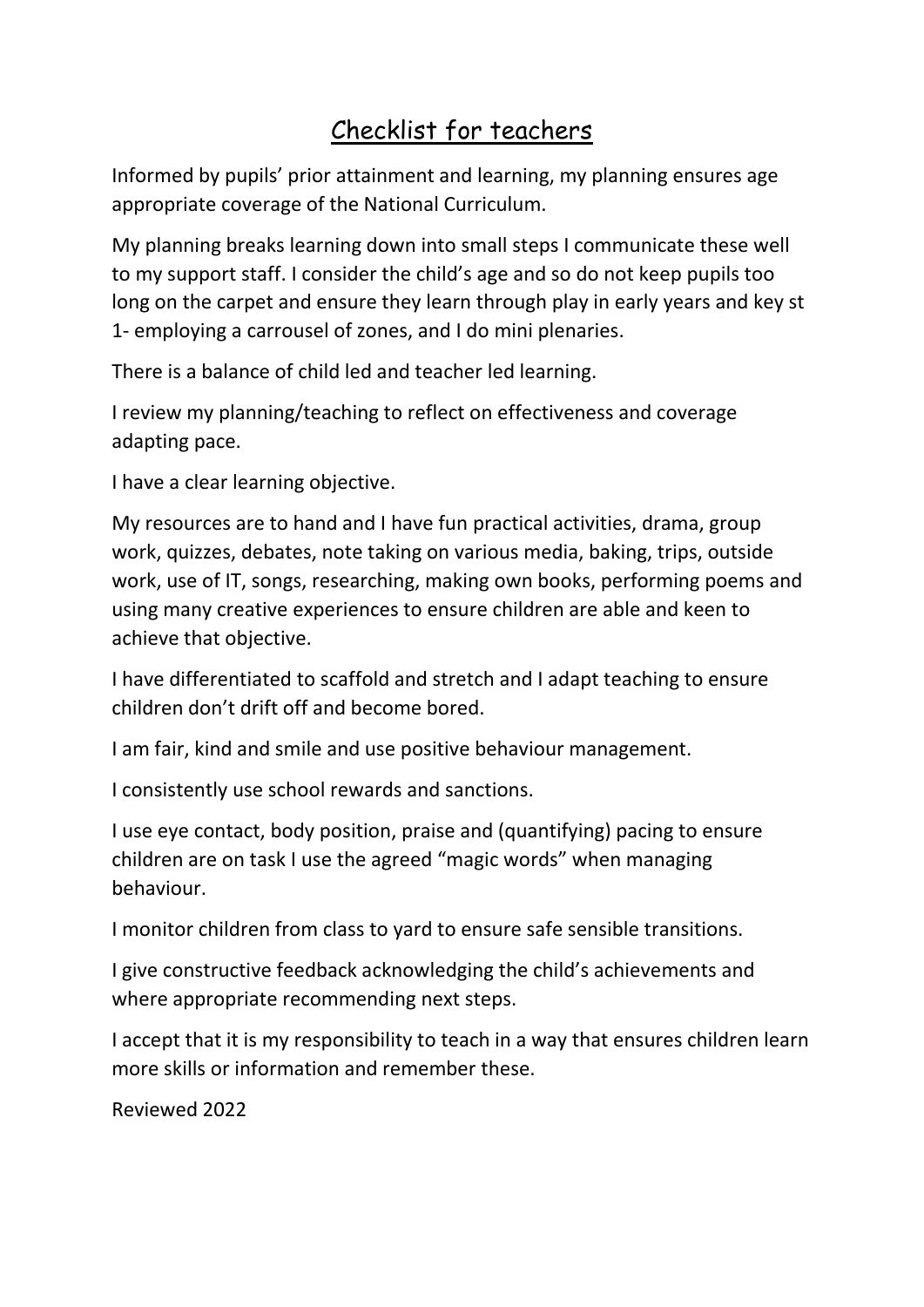# Checklist for teachers

Informed by pupils' prior attainment and learning, my planning ensures age appropriate coverage of the National Curriculum.

My planning breaks learning down into small steps I communicate these well to my support staff. I consider the child's age and so do not keep pupils too long on the carpet and ensure they learn through play in early years and key st 1- employing a carrousel of zones, and I do mini plenaries.

There is a balance of child led and teacher led learning.

I review my planning/teaching to reflect on effectiveness and coverage adapting pace.

I have a clear learning objective.

My resources are to hand and I have fun practical activities, drama, group work, quizzes, debates, note taking on various media, baking, trips, outside work, use of IT, songs, researching, making own books, performing poems and using many creative experiences to ensure children are able and keen to achieve that objective.

I have differentiated to scaffold and stretch and I adapt teaching to ensure children don't drift off and become bored.

I am fair, kind and smile and use positive behaviour management.

I consistently use school rewards and sanctions.

I use eye contact, body position, praise and (quantifying) pacing to ensure children are on task I use the agreed "magic words" when managing behaviour.

I monitor children from class to yard to ensure safe sensible transitions.

I give constructive feedback acknowledging the child's achievements and where appropriate recommending next steps.

I accept that it is my responsibility to teach in a way that ensures children learn more skills or information and remember these.

Reviewed 2022